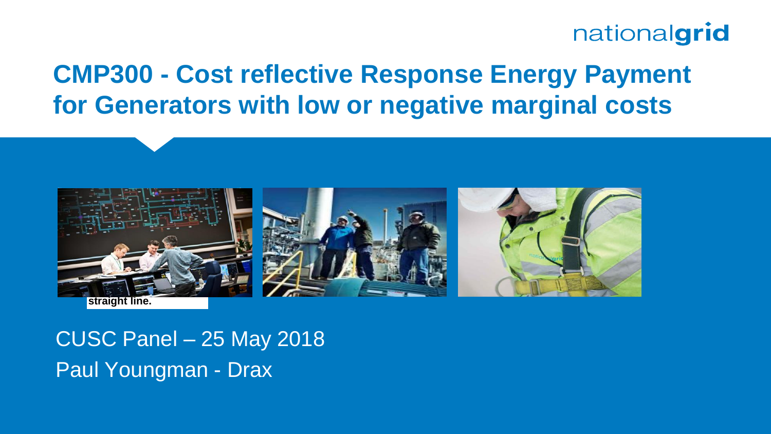# CMP300 - Cost reflective Response Energy Payment for Generators with low or negative marginal costs

straight line.

CUSC Panel – 25 May 2018

Paul Youngman - Drax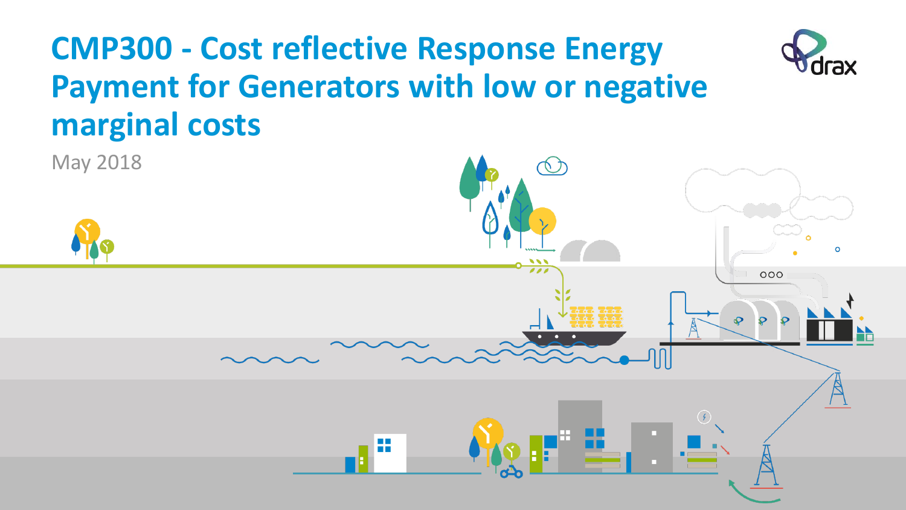# CMP300 - Cost reflective Response Energy Payment for Generators with low or negative marginal costs

May 2018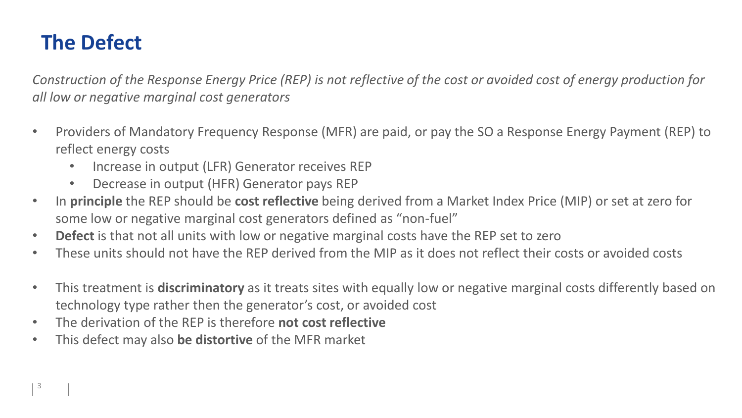# The Defect

*Construction of the Response Energy Price (REP) is not reflective of the cost or avoided cost of energy production for all low or negative marginal cost generators*

- Providers of Mandatory Frequency Response (MFR) are paid, or pay the SO a Response Energy Payment (REP) to reflect energy costs
  - Increase in output (LFR) Generator receives REP
  - Decrease in output (HFR) Generator pays REP
- In **principle** the REP should be **cost reflective** being derived from a Market Index Price (MIP) or set at zero for some low or negative marginal cost generators defined as "non-fuel"
- **Defect** is that not all units with low or negative marginal costs have the REP set to zero
- These units should not have the REP derived from the MIP as it does not reflect their costs or avoided costs

- This treatment is **discriminatory** as it treats sites with equally low or negative marginal costs differently based on technology type rather then the generator's cost, or avoided cost
- The derivation of the REP is therefore **not cost reflective**
- This defect may also **be distortive** of the MFR market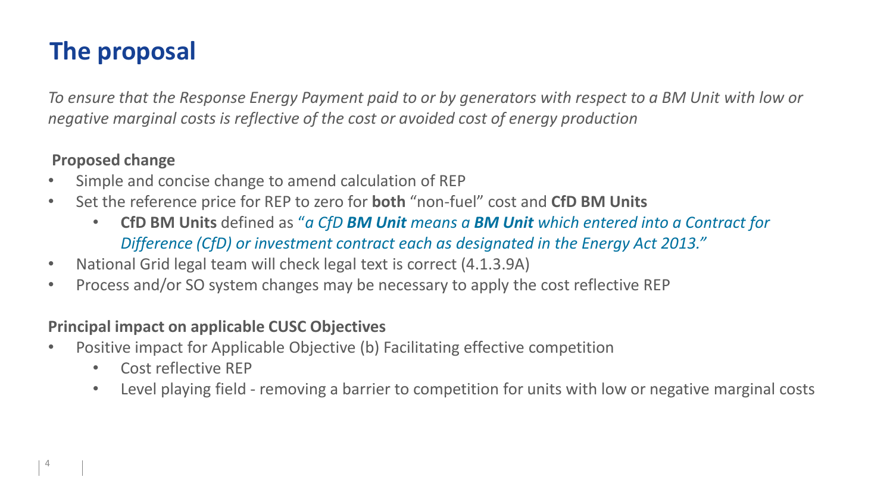# The proposal

*To ensure that the Response Energy Payment paid to or by generators with respect to a BM Unit with low or negative marginal costs is reflective of the cost or avoided cost of energy production*

**Proposed change**

- Simple and concise change to amend calculation of REP
- Set the reference price for REP to zero for **both** "non-fuel" cost and **CfD BM Units**
  - **CfD BM Units** defined as "*a CfD **BM Unit** means a **BM Unit** which entered into a Contract for Difference (CfD) or investment contract each as designated in the Energy Act 2013."*
- National Grid legal team will check legal text is correct (4.1.3.9A)
- Process and/or SO system changes may be necessary to apply the cost reflective REP

**Principal impact on applicable CUSC Objectives**

- Positive impact for Applicable Objective (b) Facilitating effective competition
  - Cost reflective REP
  - Level playing field - removing a barrier to competition for units with low or negative marginal costs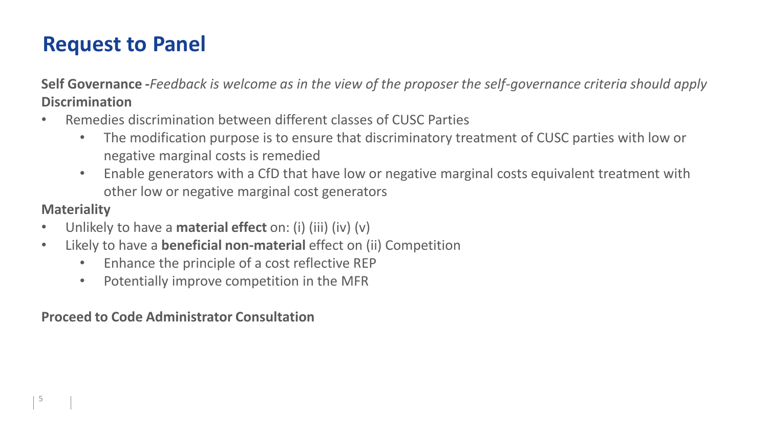# Request to Panel

**Self Governance -***Feedback is welcome as in the view of the proposer the self-governance criteria should apply*

**Discrimination**

- Remedies discrimination between different classes of CUSC Parties
    - The modification purpose is to ensure that discriminatory treatment of CUSC parties with low or negative marginal costs is remedied
    - Enable generators with a CfD that have low or negative marginal costs equivalent treatment with other low or negative marginal cost generators

**Materiality**

- Unlikely to have a **material effect** on: (i) (iii) (iv) (v)
- Likely to have a **beneficial non-material** effect on (ii) Competition
    - Enhance the principle of a cost reflective REP
    - Potentially improve competition in the MFR

**Proceed to Code Administrator Consultation**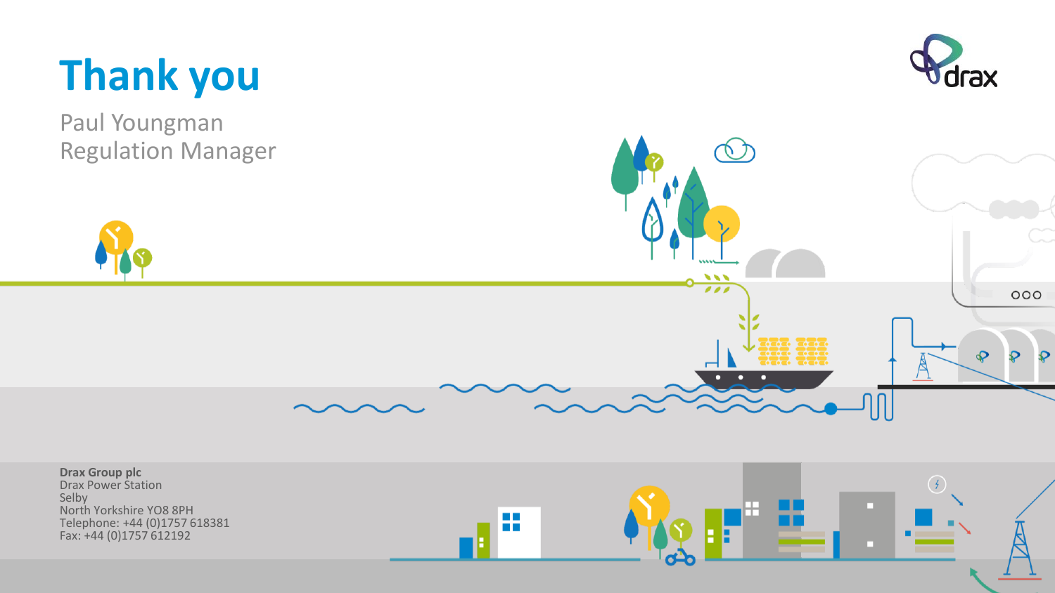# Thank you

Paul Youngman
Regulation Manager

**Drax Group plc**
Drax Power Station
Selby
North Yorkshire YO8 8PH
Telephone: +44 (0)1757 618381
Fax: +44 (0)1757 612192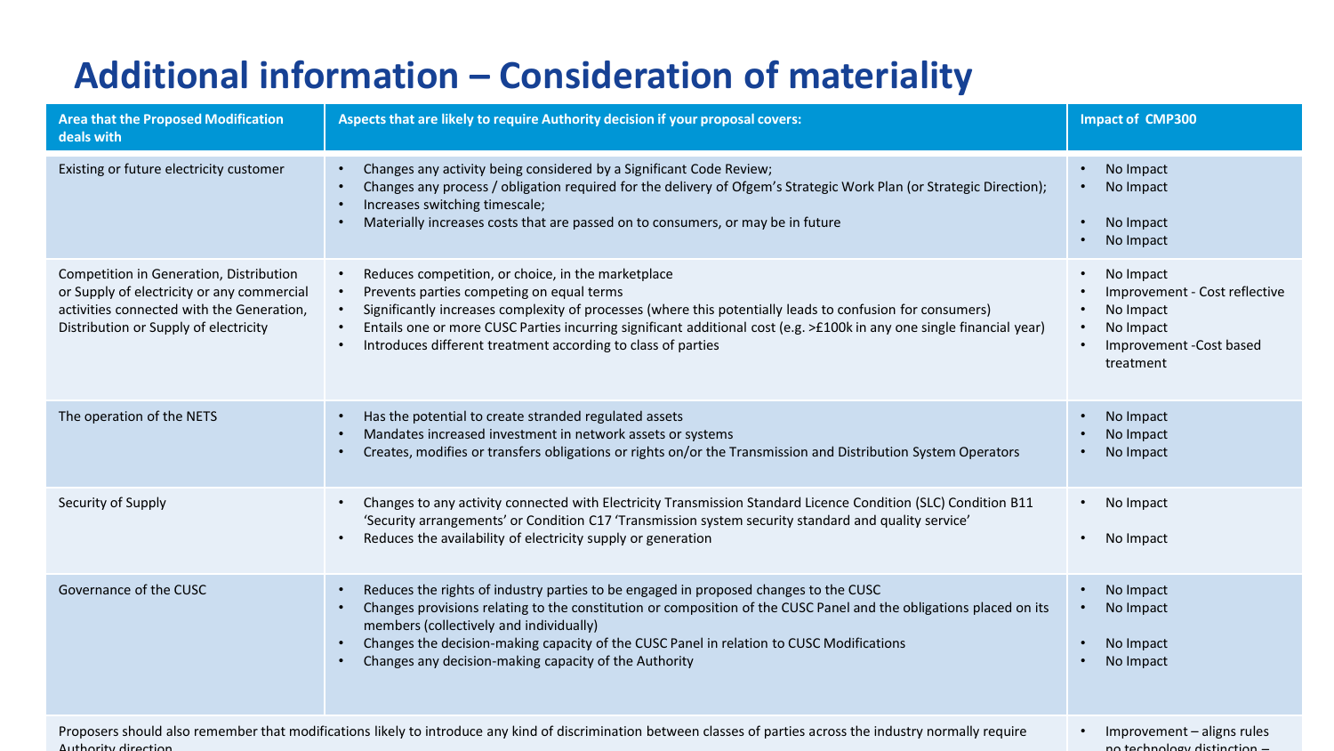# Additional information – Consideration of materiality

| Area that the Proposed Modification deals with | Aspects that are likely to require Authority decision if your proposal covers: | Impact of CMP300 |
|---|---|---|
| Existing or future electricity customer | • Changes any activity being considered by a Significant Code Review;<br>• Changes any process / obligation required for the delivery of Ofgem's Strategic Work Plan (or Strategic Direction);<br>• Increases switching timescale;<br>• Materially increases costs that are passed on to consumers, or may be in future | • No Impact<br>• No Impact<br>• No Impact<br>• No Impact |
| Competition in Generation, Distribution or Supply of electricity or any commercial activities connected with the Generation, Distribution or Supply of electricity | • Reduces competition, or choice, in the marketplace<br>• Prevents parties competing on equal terms<br>• Significantly increases complexity of processes (where this potentially leads to confusion for consumers)<br>• Entails one or more CUSC Parties incurring significant additional cost (e.g. >£100k in any one single financial year)<br>• Introduces different treatment according to class of parties | • No Impact<br>• Improvement - Cost reflective<br>• No Impact<br>• No Impact<br>• Improvement -Cost based treatment |
| The operation of the NETS | • Has the potential to create stranded regulated assets<br>• Mandates increased investment in network assets or systems<br>• Creates, modifies or transfers obligations or rights on/or the Transmission and Distribution System Operators | • No Impact<br>• No Impact<br>• No Impact |
| Security of Supply | • Changes to any activity connected with Electricity Transmission Standard Licence Condition (SLC) Condition B11 'Security arrangements' or Condition C17 'Transmission system security standard and quality service'<br>• Reduces the availability of electricity supply or generation | • No Impact<br>• No Impact |
| Governance of the CUSC | • Reduces the rights of industry parties to be engaged in proposed changes to the CUSC<br>• Changes provisions relating to the constitution or composition of the CUSC Panel and the obligations placed on its members (collectively and individually)<br>• Changes the decision-making capacity of the CUSC Panel in relation to CUSC Modifications<br>• Changes any decision-making capacity of the Authority | • No Impact<br>• No Impact<br>• No Impact<br>• No Impact |
| Proposers should also remember that modifications likely to introduce any kind of discrimination between classes of parties across the industry normally require Authority direction | | • Improvement – aligns rules no technology distinction – |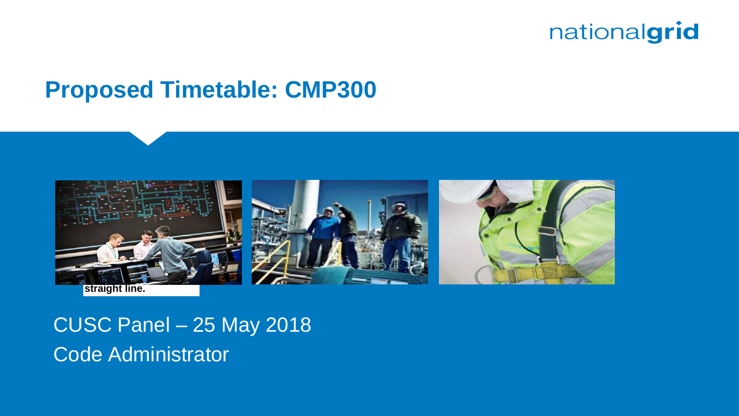# Proposed Timetable: CMP300

straight line.

CUSC Panel – 25 May 2018

Code Administrator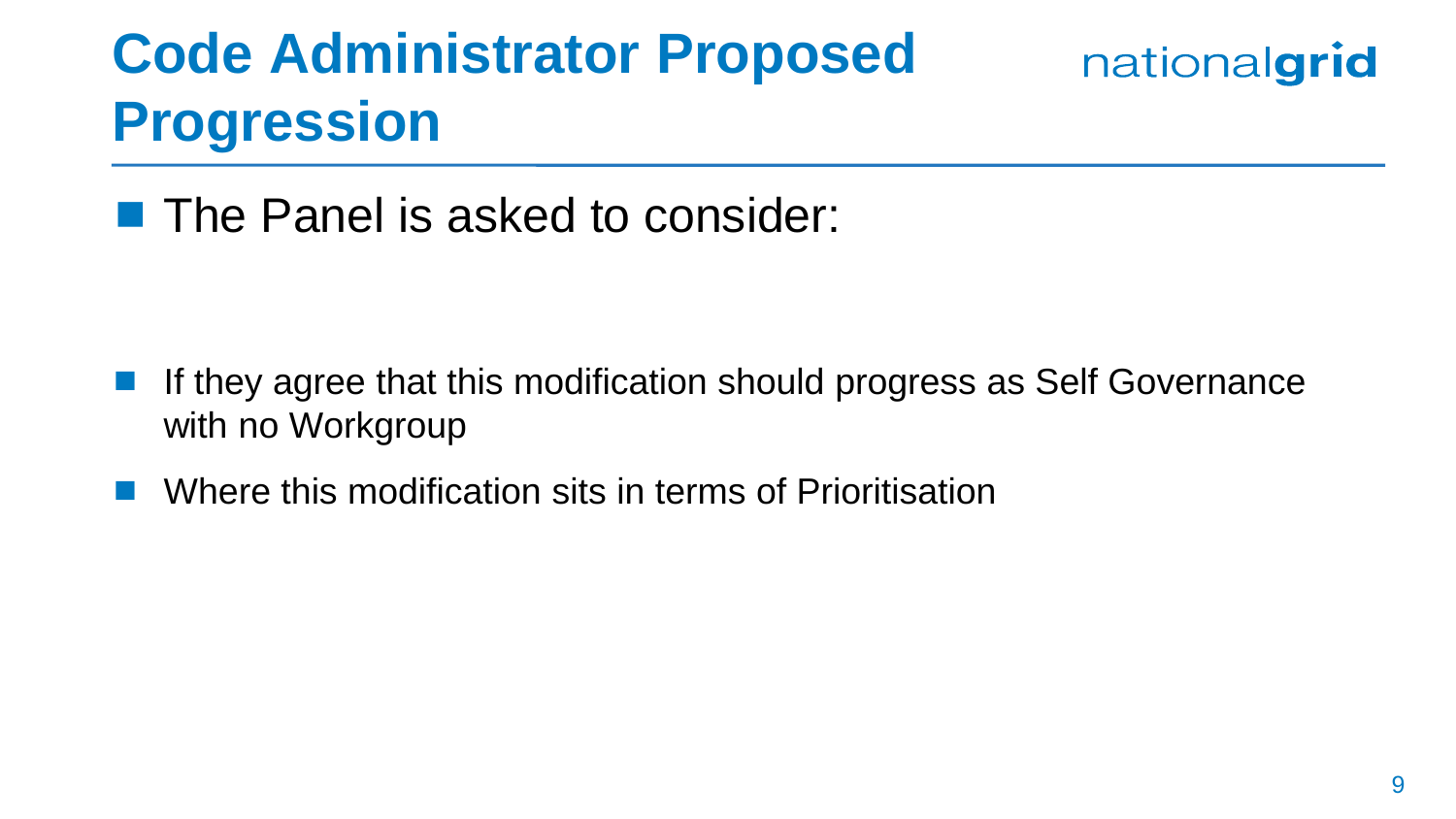# Code Administrator Proposed Progression

- The Panel is asked to consider:

- If they agree that this modification should progress as Self Governance with no Workgroup
- Where this modification sits in terms of Prioritisation